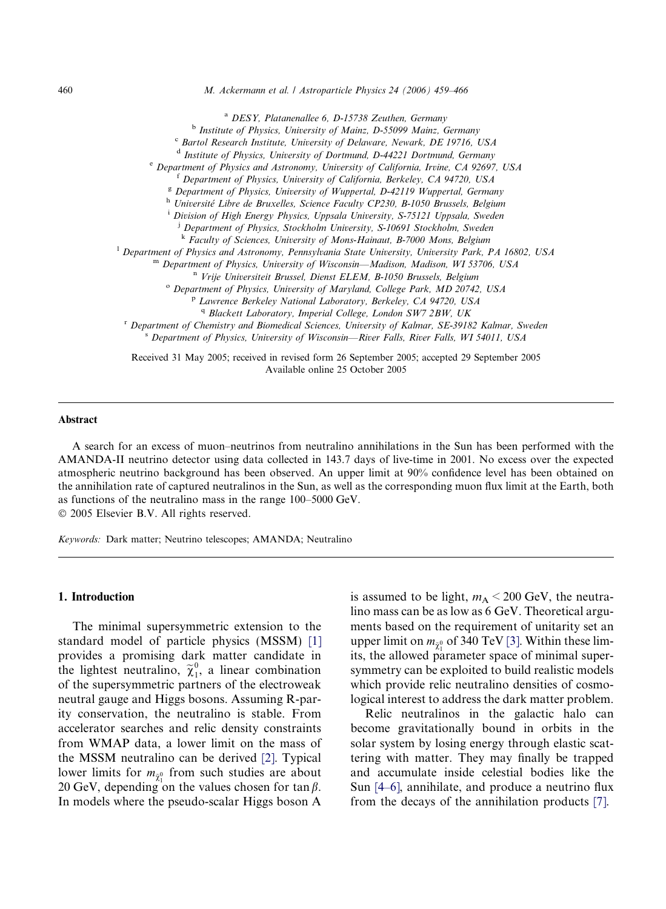[a] DESY, Platanenallee 6, D-15738 Zeuthen, Germany
[b] Institute of Physics, University of Mainz, D-55099 Mainz, Germany
[c] Bartol Research Institute, University of Delaware, Newark, DE 19716, USA
[d] Institute of Physics, University of Dortmund, D-44221 Dortmund, Germany
[e] Department of Physics and Astronomy, University of California, Irvine, CA 92697, USA
[f] Department of Physics, University of California, Berkeley, CA 94720, USA
[g] Department of Physics, University of Wuppertal, D-42119 Wuppertal, Germany
[h] Université Libre de Bruxelles, Science Faculty CP230, B-1050 Brussels, Belgium
[i] Division of High Energy Physics, Uppsala University, S-75121 Uppsala, Sweden
[j] Department of Physics, Stockholm University, S-10691 Stockholm, Sweden
[k] Faculty of Sciences, University of Mons-Hainaut, B-7000 Mons, Belgium
[l] Department of Physics and Astronomy, Pennsylvania State University, University Park, PA 16802, USA
[m] Department of Physics, University of Wisconsin—Madison, Madison, WI 53706, USA
[n] Vrije Universiteit Brussel, Dienst ELEM, B-1050 Brussels, Belgium
[o] Department of Physics, University of Maryland, College Park, MD 20742, USA
[p] Lawrence Berkeley National Laboratory, Berkeley, CA 94720, USA
[q] Blackett Laboratory, Imperial College, London SW7 2BW, UK
[r] Department of Chemistry and Biomedical Sciences, University of Kalmar, SE-39182 Kalmar, Sweden
[s] Department of Physics, University of Wisconsin—River Falls, River Falls, WI 54011, USA

Received 31 May 2005; received in revised form 26 September 2005; accepted 29 September 2005
Available online 25 October 2005

## Abstract

A search for an excess of muon–neutrinos from neutralino annihilations in the Sun has been performed with the AMANDA-II neutrino detector using data collected in 143.7 days of live-time in 2001. No excess over the expected atmospheric neutrino background has been observed. An upper limit at 90% confidence level has been obtained on the annihilation rate of captured neutralinos in the Sun, as well as the corresponding muon flux limit at the Earth, both as functions of the neutralino mass in the range 100–5000 GeV.

© 2005 Elsevier B.V. All rights reserved.

*Keywords:* Dark matter; Neutrino telescopes; AMANDA; Neutralino

## 1. Introduction

The minimal supersymmetric extension to the standard model of particle physics (MSSM) [1] provides a promising dark matter candidate in the lightest neutralino, $\widetilde{\chi}_1^0$, a linear combination of the supersymmetric partners of the electroweak neutral gauge and Higgs bosons. Assuming R-parity conservation, the neutralino is stable. From accelerator searches and relic density constraints from WMAP data, a lower limit on the mass of the MSSM neutralino can be derived [2]. Typical lower limits for $m_{\widetilde{\chi}_1^0}$ from such studies are about 20 GeV, depending on the values chosen for $\tan\beta$. In models where the pseudo-scalar Higgs boson A is assumed to be light, $m_A < 200$ GeV, the neutralino mass can be as low as 6 GeV. Theoretical arguments based on the requirement of unitarity set an upper limit on $m_{\widetilde{\chi}_1^0}$ of 340 TeV [3]. Within these limits, the allowed parameter space of minimal supersymmetry can be exploited to build realistic models which provide relic neutralino densities of cosmological interest to address the dark matter problem.

Relic neutralinos in the galactic halo can become gravitationally bound in orbits in the solar system by losing energy through elastic scattering with matter. They may finally be trapped and accumulate inside celestial bodies like the Sun [4–6], annihilate, and produce a neutrino flux from the decays of the annihilation products [7].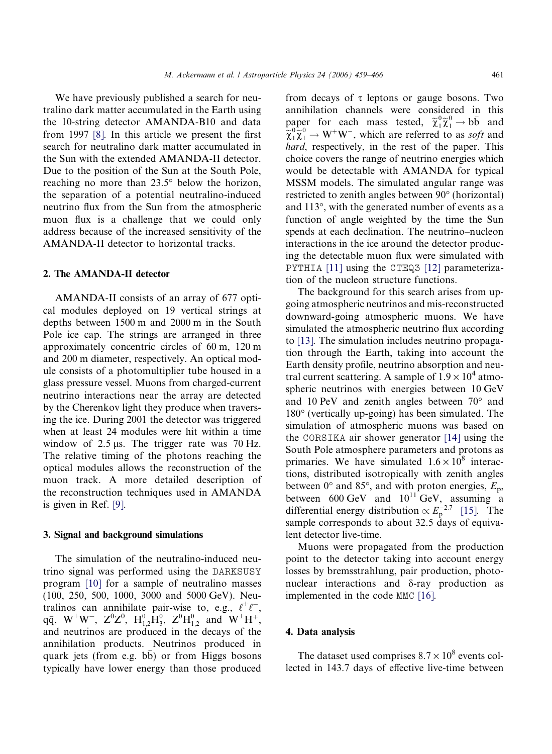We have previously published a search for neutralino dark matter accumulated in the Earth using the 10-string detector AMANDA-B10 and data from 1997 [8]. In this article we present the first search for neutralino dark matter accumulated in the Sun with the extended AMANDA-II detector. Due to the position of the Sun at the South Pole, reaching no more than 23.5° below the horizon, the separation of a potential neutralino-induced neutrino flux from the Sun from the atmospheric muon flux is a challenge that we could only address because of the increased sensitivity of the AMANDA-II detector to horizontal tracks.

## 2. The AMANDA-II detector

AMANDA-II consists of an array of 677 optical modules deployed on 19 vertical strings at depths between 1500 m and 2000 m in the South Pole ice cap. The strings are arranged in three approximately concentric circles of 60 m, 120 m and 200 m diameter, respectively. An optical module consists of a photomultiplier tube housed in a glass pressure vessel. Muons from charged-current neutrino interactions near the array are detected by the Cherenkov light they produce when traversing the ice. During 2001 the detector was triggered when at least 24 modules were hit within a time window of 2.5 μs. The trigger rate was 70 Hz. The relative timing of the photons reaching the optical modules allows the reconstruction of the muon track. A more detailed description of the reconstruction techniques used in AMANDA is given in Ref. [9].

## 3. Signal and background simulations

The simulation of the neutralino-induced neutrino signal was performed using the DARKSUSY program [10] for a sample of neutralino masses (100, 250, 500, 1000, 3000 and 5000 GeV). Neutralinos can annihilate pair-wise to, e.g., $\ell^+\ell^-$, $q\bar{q}$, $W^+W^-$, $Z^0Z^0$, $H^0_{1,2}H^0_3$, $Z^0H^0_{1,2}$ and $W^\pm H^\mp$, and neutrinos are produced in the decays of the annihilation products. Neutrinos produced in quark jets (from e.g. $b\bar{b}$) or from Higgs bosons typically have lower energy than those produced from decays of τ leptons or gauge bosons. Two annihilation channels were considered in this paper for each mass tested, $\tilde{\chi}^0_1\tilde{\chi}^0_1 \rightarrow b\bar{b}$ and $\tilde{\chi}^0_1\tilde{\chi}^0_1 \rightarrow W^+W^-$, which are referred to as *soft* and *hard*, respectively, in the rest of the paper. This choice covers the range of neutrino energies which would be detectable with AMANDA for typical MSSM models. The simulated angular range was restricted to zenith angles between 90° (horizontal) and 113°, with the generated number of events as a function of angle weighted by the time the Sun spends at each declination. The neutrino–nucleon interactions in the ice around the detector producing the detectable muon flux were simulated with PYTHIA [11] using the CTEQ3 [12] parameterization of the nucleon structure functions.

The background for this search arises from up-going atmospheric neutrinos and mis-reconstructed downward-going atmospheric muons. We have simulated the atmospheric neutrino flux according to [13]. The simulation includes neutrino propagation through the Earth, taking into account the Earth density profile, neutrino absorption and neutral current scattering. A sample of $1.9 \times 10^4$ atmospheric neutrinos with energies between 10 GeV and 10 PeV and zenith angles between 70° and 180° (vertically up-going) has been simulated. The simulation of atmospheric muons was based on the CORSIKA air shower generator [14] using the South Pole atmosphere parameters and protons as primaries. We have simulated $1.6 \times 10^8$ interactions, distributed isotropically with zenith angles between 0° and 85°, and with proton energies, $E_p$, between 600 GeV and $10^{11}$ GeV, assuming a differential energy distribution $\propto E_p^{-2.7}$ [15]. The sample corresponds to about 32.5 days of equivalent detector live-time.

Muons were propagated from the production point to the detector taking into account energy losses by bremsstrahlung, pair production, photonuclear interactions and δ-ray production as implemented in the code MMC [16].

## 4. Data analysis

The dataset used comprises $8.7 \times 10^8$ events collected in 143.7 days of effective live-time between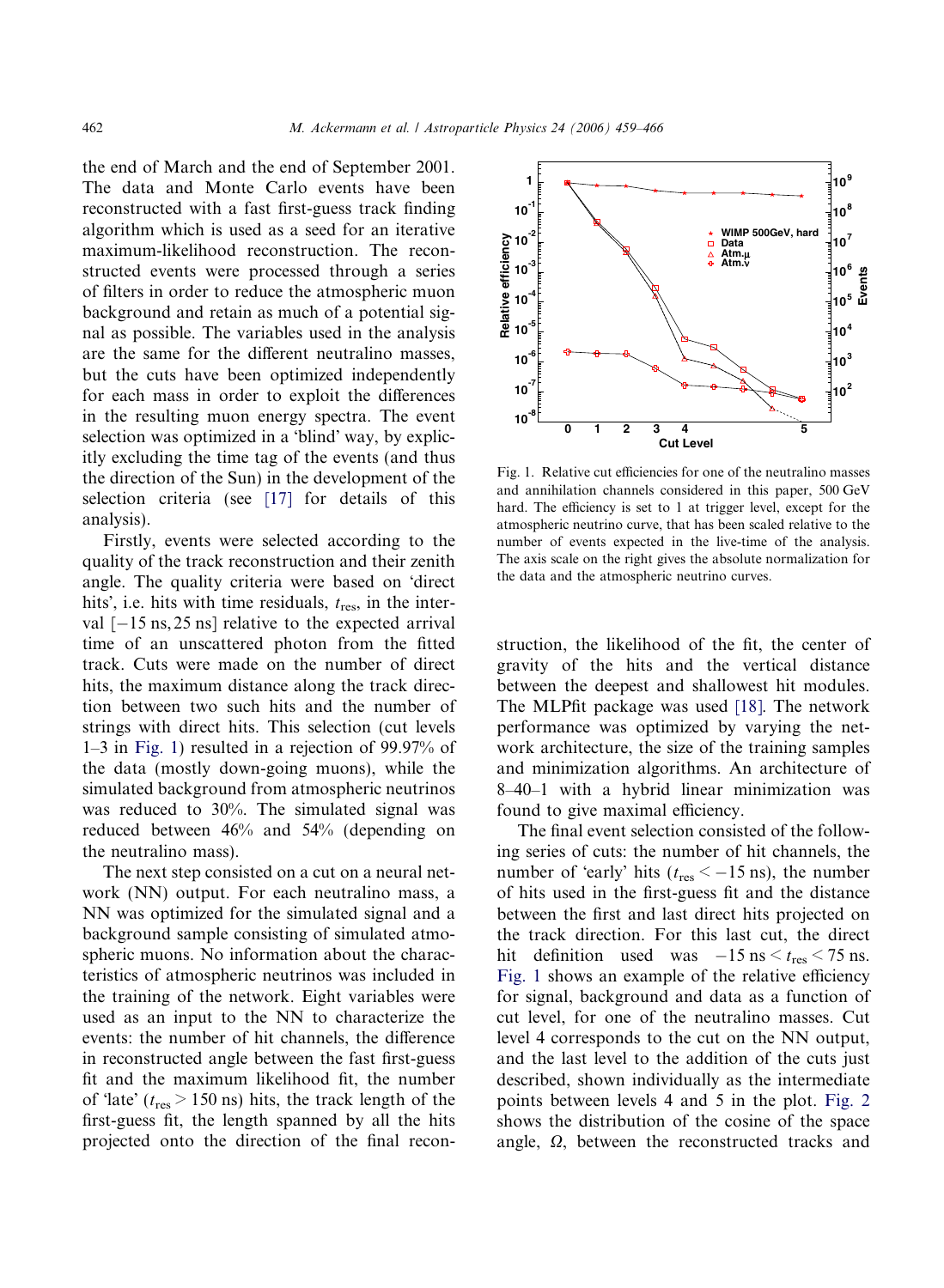the end of March and the end of September 2001. The data and Monte Carlo events have been reconstructed with a fast first-guess track finding algorithm which is used as a seed for an iterative maximum-likelihood reconstruction. The reconstructed events were processed through a series of filters in order to reduce the atmospheric muon background and retain as much of a potential signal as possible. The variables used in the analysis are the same for the different neutralino masses, but the cuts have been optimized independently for each mass in order to exploit the differences in the resulting muon energy spectra. The event selection was optimized in a 'blind' way, by explicitly excluding the time tag of the events (and thus the direction of the Sun) in the development of the selection criteria (see [17] for details of this analysis).

Firstly, events were selected according to the quality of the track reconstruction and their zenith angle. The quality criteria were based on 'direct hits', i.e. hits with time residuals, $t_{res}$, in the interval $[-15\text{ ns}, 25\text{ ns}]$ relative to the expected arrival time of an unscattered photon from the fitted track. Cuts were made on the number of direct hits, the maximum distance along the track direction between two such hits and the number of strings with direct hits. This selection (cut levels 1–3 in Fig. 1) resulted in a rejection of 99.97% of the data (mostly down-going muons), while the simulated background from atmospheric neutrinos was reduced to 30%. The simulated signal was reduced between 46% and 54% (depending on the neutralino mass).

The next step consisted on a cut on a neural network (NN) output. For each neutralino mass, a NN was optimized for the simulated signal and a background sample consisting of simulated atmospheric muons. No information about the characteristics of atmospheric neutrinos was included in the training of the network. Eight variables were used as an input to the NN to characterize the events: the number of hit channels, the difference in reconstructed angle between the fast first-guess fit and the maximum likelihood fit, the number of 'late' ($t_{res} > 150$ ns) hits, the track length of the first-guess fit, the length spanned by all the hits projected onto the direction of the final reconstruction, the likelihood of the fit, the center of gravity of the hits and the vertical distance between the deepest and shallowest hit modules. The MLPfit package was used [18]. The network performance was optimized by varying the network architecture, the size of the training samples and minimization algorithms. An architecture of 8–40–1 with a hybrid linear minimization was found to give maximal efficiency.

Fig. 1. Relative cut efficiencies for one of the neutralino masses and annihilation channels considered in this paper, 500 GeV hard. The efficiency is set to 1 at trigger level, except for the atmospheric neutrino curve, that has been scaled relative to the number of events expected in the live-time of the analysis. The axis scale on the right gives the absolute normalization for the data and the atmospheric neutrino curves.

The final event selection consisted of the following series of cuts: the number of hit channels, the number of 'early' hits ($t_{res} < -15$ ns), the number of hits used in the first-guess fit and the distance between the first and last direct hits projected on the track direction. For this last cut, the direct hit definition used was $-15\text{ ns} < t_{res} < 75$ ns. Fig. 1 shows an example of the relative efficiency for signal, background and data as a function of cut level, for one of the neutralino masses. Cut level 4 corresponds to the cut on the NN output, and the last level to the addition of the cuts just described, shown individually as the intermediate points between levels 4 and 5 in the plot. Fig. 2 shows the distribution of the cosine of the space angle, $\Omega$, between the reconstructed tracks and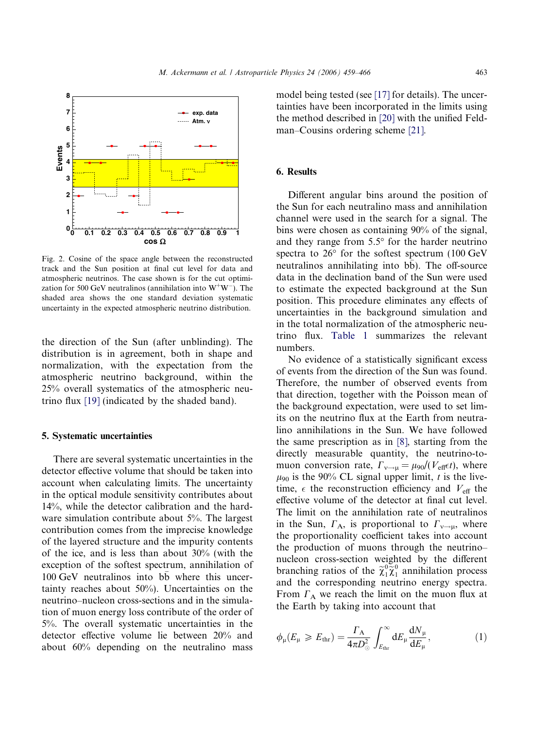Fig. 2. Cosine of the space angle between the reconstructed track and the Sun position at final cut level for data and atmospheric neutrinos. The case shown is for the cut optimization for 500 GeV neutralinos (annihilation into $W^+W^-$). The shaded area shows the one standard deviation systematic uncertainty in the expected atmospheric neutrino distribution.

the direction of the Sun (after unblinding). The distribution is in agreement, both in shape and normalization, with the expectation from the atmospheric neutrino background, within the 25% overall systematics of the atmospheric neutrino flux [19] (indicated by the shaded band).

## 5. Systematic uncertainties

There are several systematic uncertainties in the detector effective volume that should be taken into account when calculating limits. The uncertainty in the optical module sensitivity contributes about 14%, while the detector calibration and the hardware simulation contribute about 5%. The largest contribution comes from the imprecise knowledge of the layered structure and the impurity contents of the ice, and is less than about 30% (with the exception of the softest spectrum, annihilation of 100 GeV neutralinos into $b\bar{b}$ where this uncertainty reaches about 50%). Uncertainties on the neutrino–nucleon cross-sections and in the simulation of muon energy loss contribute of the order of 5%. The overall systematic uncertainties in the detector effective volume lie between 20% and about 60% depending on the neutralino mass model being tested (see [17] for details). The uncertainties have been incorporated in the limits using the method described in [20] with the unified Feldman–Cousins ordering scheme [21].

## 6. Results

Different angular bins around the position of the Sun for each neutralino mass and annihilation channel were used in the search for a signal. The bins were chosen as containing 90% of the signal, and they range from 5.5° for the harder neutrino spectra to 26° for the softest spectrum (100 GeV neutralinos annihilating into $b\bar{b}$). The off-source data in the declination band of the Sun were used to estimate the expected background at the Sun position. This procedure eliminates any effects of uncertainties in the background simulation and in the total normalization of the atmospheric neutrino flux. Table 1 summarizes the relevant numbers.

No evidence of a statistically significant excess of events from the direction of the Sun was found. Therefore, the number of observed events from that direction, together with the Poisson mean of the background expectation, were used to set limits on the neutrino flux at the Earth from neutralino annihilations in the Sun. We have followed the same prescription as in [8], starting from the directly measurable quantity, the neutrino-to-muon conversion rate, $\Gamma_{\nu\to\mu} = \mu_{90}/(V_{\text{eff}}\epsilon t)$, where $\mu_{90}$ is the 90% CL signal upper limit, $t$ is the livetime, $\epsilon$ the reconstruction efficiency and $V_{\text{eff}}$ the effective volume of the detector at final cut level. The limit on the annihilation rate of neutralinos in the Sun, $\Gamma_{\text{A}}$, is proportional to $\Gamma_{\nu\to\mu}$, where the proportionality coefficient takes into account the production of muons through the neutrino–nucleon cross-section weighted by the different branching ratios of the $\tilde{\chi}_1^0\tilde{\chi}_1^0$ annihilation process and the corresponding neutrino energy spectra. From $\Gamma_{\text{A}}$ we reach the limit on the muon flux at the Earth by taking into account that

$$\phi_\mu(E_\mu \geqslant E_{\text{thr}}) = \frac{\Gamma_{\text{A}}}{4\pi D_\odot^2} \int_{E_{\text{thr}}}^{\infty} \mathrm{d}E_\mu \frac{\mathrm{d}N_\mu}{\mathrm{d}E_\mu}, \qquad (1)$$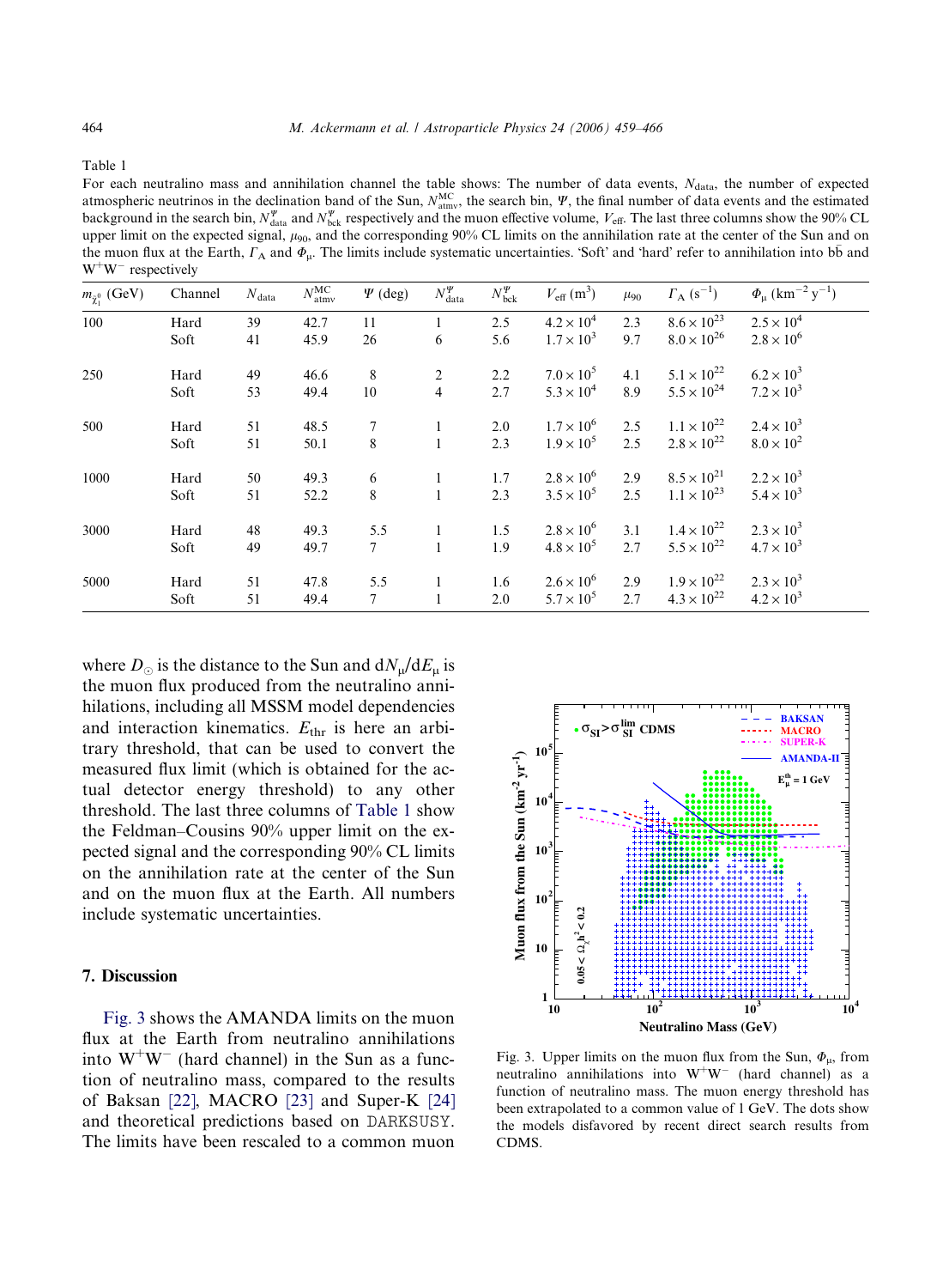Table 1

For each neutralino mass and annihilation channel the table shows: The number of data events, $N_{data}$, the number of expected atmospheric neutrinos in the declination band of the Sun, $N_{atmν}^{MC}$, the search bin, $\Psi$, the final number of data events and the estimated background in the search bin, $N_{data}^{\Psi}$ and $N_{bck}^{\Psi}$ respectively and the muon effective volume, $V_{eff}$. The last three columns show the 90% CL upper limit on the expected signal, $\mu_{90}$, and the corresponding 90% CL limits on the annihilation rate at the center of the Sun and on the muon flux at the Earth, $\Gamma_A$ and $\Phi_\mu$. The limits include systematic uncertainties. 'Soft' and 'hard' refer to annihilation into $b\bar{b}$ and $W^+W^-$ respectively

| $m_{\tilde{\chi}_1^0}$ (GeV) | Channel | $N_{data}$ | $N_{atm\nu}^{MC}$ | $\Psi$ (deg) | $N_{data}^{\Psi}$ | $N_{bck}^{\Psi}$ | $V_{eff}$ (m$^3$) | $\mu_{90}$ | $\Gamma_A$ (s$^{-1}$) | $\Phi_\mu$ (km$^{-2}$ y$^{-1}$) |
|---|---|---|---|---|---|---|---|---|---|---|
| 100 | Hard | 39 | 42.7 | 11 | 1 | 2.5 | $4.2 \times 10^4$ | 2.3 | $8.6 \times 10^{23}$ | $2.5 \times 10^4$ |
| | Soft | 41 | 45.9 | 26 | 6 | 5.6 | $1.7 \times 10^3$ | 9.7 | $8.0 \times 10^{26}$ | $2.8 \times 10^6$ |
| 250 | Hard | 49 | 46.6 | 8 | 2 | 2.2 | $7.0 \times 10^5$ | 4.1 | $5.1 \times 10^{22}$ | $6.2 \times 10^3$ |
| | Soft | 53 | 49.4 | 10 | 4 | 2.7 | $5.3 \times 10^4$ | 8.9 | $5.5 \times 10^{24}$ | $7.2 \times 10^3$ |
| 500 | Hard | 51 | 48.5 | 7 | 1 | 2.0 | $1.7 \times 10^6$ | 2.5 | $1.1 \times 10^{22}$ | $2.4 \times 10^3$ |
| | Soft | 51 | 50.1 | 8 | 1 | 2.3 | $1.9 \times 10^5$ | 2.5 | $2.8 \times 10^{22}$ | $8.0 \times 10^2$ |
| 1000 | Hard | 50 | 49.3 | 6 | 1 | 1.7 | $2.8 \times 10^6$ | 2.9 | $8.5 \times 10^{21}$ | $2.2 \times 10^3$ |
| | Soft | 51 | 52.2 | 8 | 1 | 2.3 | $3.5 \times 10^5$ | 2.5 | $1.1 \times 10^{23}$ | $5.4 \times 10^3$ |
| 3000 | Hard | 48 | 49.3 | 5.5 | 1 | 1.5 | $2.8 \times 10^6$ | 3.1 | $1.4 \times 10^{22}$ | $2.3 \times 10^3$ |
| | Soft | 49 | 49.7 | 7 | 1 | 1.9 | $4.8 \times 10^5$ | 2.7 | $5.5 \times 10^{22}$ | $4.7 \times 10^3$ |
| 5000 | Hard | 51 | 47.8 | 5.5 | 1 | 1.6 | $2.6 \times 10^6$ | 2.9 | $1.9 \times 10^{22}$ | $2.3 \times 10^3$ |
| | Soft | 51 | 49.4 | 7 | 1 | 2.0 | $5.7 \times 10^5$ | 2.7 | $4.3 \times 10^{22}$ | $4.2 \times 10^3$ |

where $D_\odot$ is the distance to the Sun and $dN_\mu/dE_\mu$ is the muon flux produced from the neutralino annihilations, including all MSSM model dependencies and interaction kinematics. $E_{thr}$ is here an arbitrary threshold, that can be used to convert the measured flux limit (which is obtained for the actual detector energy threshold) to any other threshold. The last three columns of Table 1 show the Feldman–Cousins 90% upper limit on the expected signal and the corresponding 90% CL limits on the annihilation rate at the center of the Sun and on the muon flux at the Earth. All numbers include systematic uncertainties.

## 7. Discussion

Fig. 3 shows the AMANDA limits on the muon flux at the Earth from neutralino annihilations into $W^+W^-$ (hard channel) in the Sun as a function of neutralino mass, compared to the results of Baksan [22], MACRO [23] and Super-K [24] and theoretical predictions based on DARKSUSY. The limits have been rescaled to a common muon

Fig. 3. Upper limits on the muon flux from the Sun, $\Phi_\mu$, from neutralino annihilations into $W^+W^-$ (hard channel) as a function of neutralino mass. The muon energy threshold has been extrapolated to a common value of 1 GeV. The dots show the models disfavored by recent direct search results from CDMS.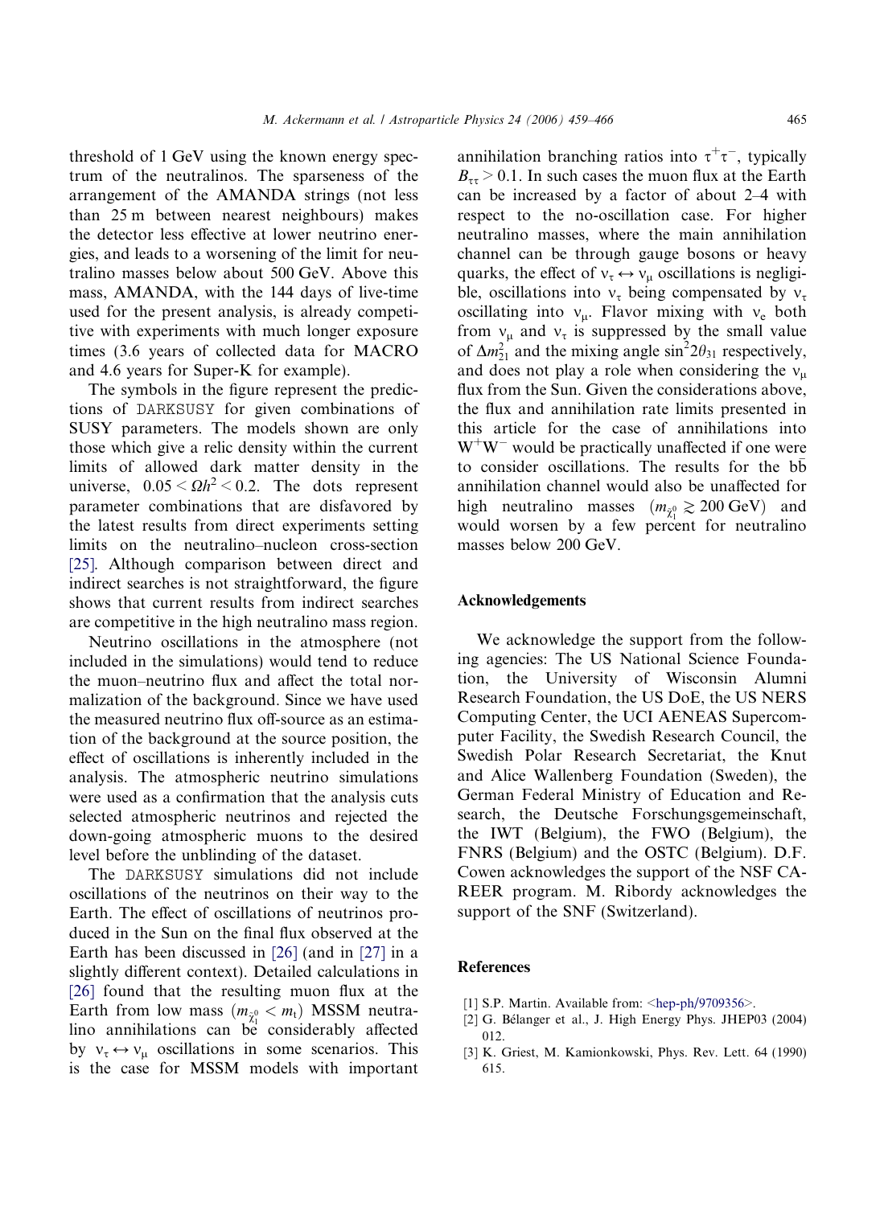threshold of 1 GeV using the known energy spectrum of the neutralinos. The sparseness of the arrangement of the AMANDA strings (not less than 25 m between nearest neighbours) makes the detector less effective at lower neutrino energies, and leads to a worsening of the limit for neutralino masses below about 500 GeV. Above this mass, AMANDA, with the 144 days of live-time used for the present analysis, is already competitive with experiments with much longer exposure times (3.6 years of collected data for MACRO and 4.6 years for Super-K for example).

The symbols in the figure represent the predictions of DARKSUSY for given combinations of SUSY parameters. The models shown are only those which give a relic density within the current limits of allowed dark matter density in the universe, $0.05 < \Omega h^2 < 0.2$. The dots represent parameter combinations that are disfavored by the latest results from direct experiments setting limits on the neutralino–nucleon cross-section [25]. Although comparison between direct and indirect searches is not straightforward, the figure shows that current results from indirect searches are competitive in the high neutralino mass region.

Neutrino oscillations in the atmosphere (not included in the simulations) would tend to reduce the muon–neutrino flux and affect the total normalization of the background. Since we have used the measured neutrino flux off-source as an estimation of the background at the source position, the effect of oscillations is inherently included in the analysis. The atmospheric neutrino simulations were used as a confirmation that the analysis cuts selected atmospheric neutrinos and rejected the down-going atmospheric muons to the desired level before the unblinding of the dataset.

The DARKSUSY simulations did not include oscillations of the neutrinos on their way to the Earth. The effect of oscillations of neutrinos produced in the Sun on the final flux observed at the Earth has been discussed in [26] (and in [27] in a slightly different context). Detailed calculations in [26] found that the resulting muon flux at the Earth from low mass ($m_{\tilde{\chi}_1^0} < m_t$) MSSM neutralino annihilations can be considerably affected by $\nu_\tau \leftrightarrow \nu_\mu$ oscillations in some scenarios. This is the case for MSSM models with important annihilation branching ratios into $\tau^+\tau^-$, typically $B_{\tau\tau} > 0.1$. In such cases the muon flux at the Earth can be increased by a factor of about 2–4 with respect to the no-oscillation case. For higher neutralino masses, where the main annihilation channel can be through gauge bosons or heavy quarks, the effect of $\nu_\tau \leftrightarrow \nu_\mu$ oscillations is negligible, oscillations into $\nu_\tau$ being compensated by $\nu_\tau$ oscillating into $\nu_\mu$. Flavor mixing with $\nu_e$ both from $\nu_\mu$ and $\nu_\tau$ is suppressed by the small value of $\Delta m_{21}^2$ and the mixing angle $\sin^2 2\theta_{31}$ respectively, and does not play a role when considering the $\nu_\mu$ flux from the Sun. Given the considerations above, the flux and annihilation rate limits presented in this article for the case of annihilations into $W^+W^-$ would be practically unaffected if one were to consider oscillations. The results for the $b\bar{b}$ annihilation channel would also be unaffected for high neutralino masses ($m_{\tilde{\chi}_1^0} \gtrsim 200$ GeV) and would worsen by a few percent for neutralino masses below 200 GeV.

## Acknowledgements

We acknowledge the support from the following agencies: The US National Science Foundation, the University of Wisconsin Alumni Research Foundation, the US DoE, the US NERS Computing Center, the UCI AENEAS Supercomputer Facility, the Swedish Research Council, the Swedish Polar Research Secretariat, the Knut and Alice Wallenberg Foundation (Sweden), the German Federal Ministry of Education and Research, the Deutsche Forschungsgemeinschaft, the IWT (Belgium), the FWO (Belgium), the FNRS (Belgium) and the OSTC (Belgium). D.F. Cowen acknowledges the support of the NSF CAREER program. M. Ribordy acknowledges the support of the SNF (Switzerland).

## References

[1] S.P. Martin. Available from: <hep-ph/9709356>.

[2] G. Bélanger et al., J. High Energy Phys. JHEP03 (2004) 012.

[3] K. Griest, M. Kamionkowski, Phys. Rev. Lett. 64 (1990) 615.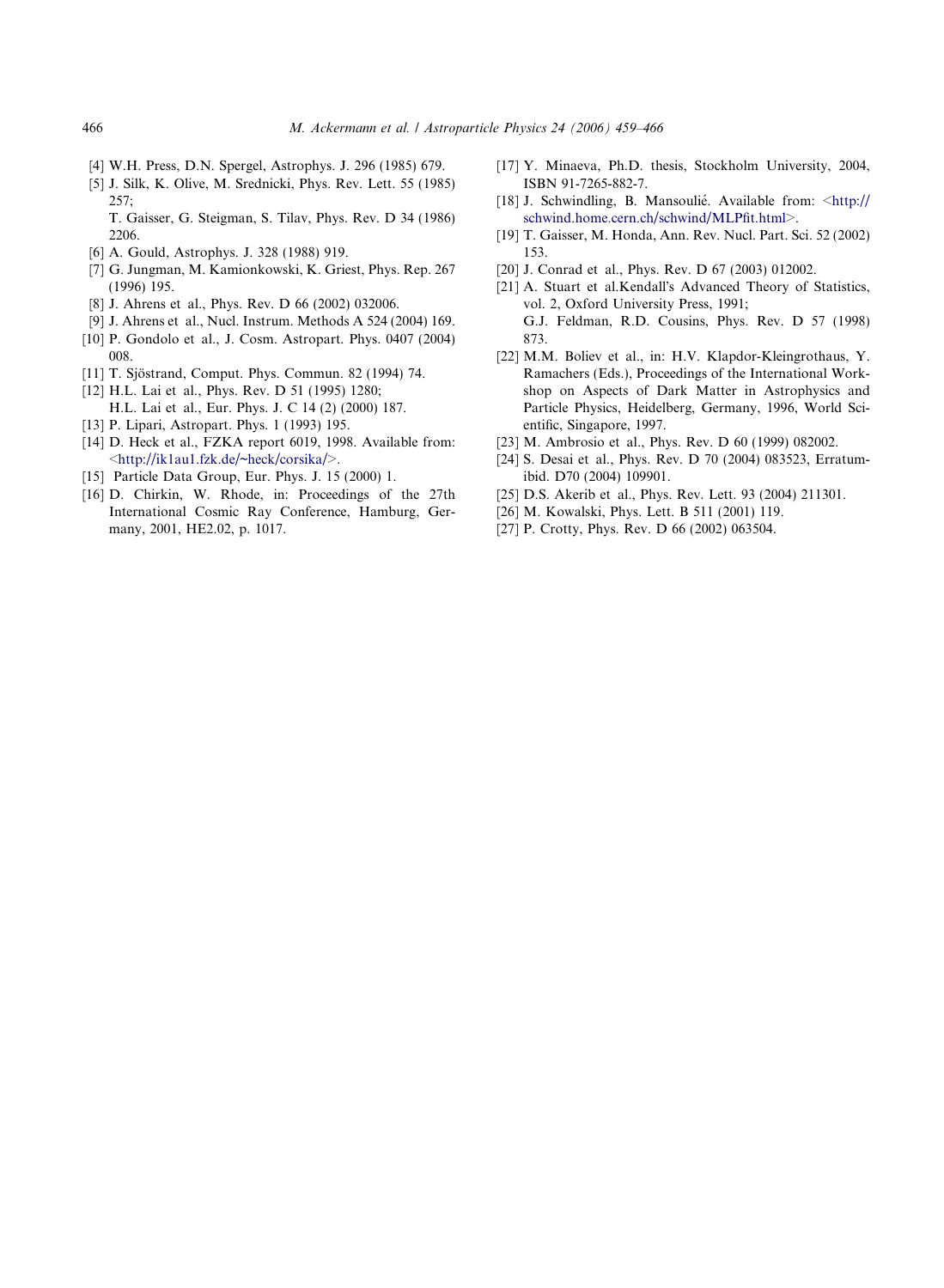[4] W.H. Press, D.N. Spergel, Astrophys. J. 296 (1985) 679.

[5] J. Silk, K. Olive, M. Srednicki, Phys. Rev. Lett. 55 (1985) 257;
T. Gaisser, G. Steigman, S. Tilav, Phys. Rev. D 34 (1986) 2206.

[6] A. Gould, Astrophys. J. 328 (1988) 919.

[7] G. Jungman, M. Kamionkowski, K. Griest, Phys. Rep. 267 (1996) 195.

[8] J. Ahrens et al., Phys. Rev. D 66 (2002) 032006.

[9] J. Ahrens et al., Nucl. Instrum. Methods A 524 (2004) 169.

[10] P. Gondolo et al., J. Cosm. Astropart. Phys. 0407 (2004) 008.

[11] T. Sjöstrand, Comput. Phys. Commun. 82 (1994) 74.

[12] H.L. Lai et al., Phys. Rev. D 51 (1995) 1280;
H.L. Lai et al., Eur. Phys. J. C 14 (2) (2000) 187.

[13] P. Lipari, Astropart. Phys. 1 (1993) 195.

[14] D. Heck et al., FZKA report 6019, 1998. Available from: <http://ik1au1.fzk.de/~heck/corsika/>.

[15] Particle Data Group, Eur. Phys. J. 15 (2000) 1.

[16] D. Chirkin, W. Rhode, in: Proceedings of the 27th International Cosmic Ray Conference, Hamburg, Germany, 2001, HE2.02, p. 1017.

[17] Y. Minaeva, Ph.D. thesis, Stockholm University, 2004, ISBN 91-7265-882-7.

[18] J. Schwindling, B. Mansoulié. Available from: <http://schwind.home.cern.ch/schwind/MLPfit.html>.

[19] T. Gaisser, M. Honda, Ann. Rev. Nucl. Part. Sci. 52 (2002) 153.

[20] J. Conrad et al., Phys. Rev. D 67 (2003) 012002.

[21] A. Stuart et al.Kendall's Advanced Theory of Statistics, vol. 2, Oxford University Press, 1991;
G.J. Feldman, R.D. Cousins, Phys. Rev. D 57 (1998) 873.

[22] M.M. Boliev et al., in: H.V. Klapdor-Kleingrothaus, Y. Ramachers (Eds.), Proceedings of the International Workshop on Aspects of Dark Matter in Astrophysics and Particle Physics, Heidelberg, Germany, 1996, World Scientific, Singapore, 1997.

[23] M. Ambrosio et al., Phys. Rev. D 60 (1999) 082002.

[24] S. Desai et al., Phys. Rev. D 70 (2004) 083523, Erratum-ibid. D70 (2004) 109901.

[25] D.S. Akerib et al., Phys. Rev. Lett. 93 (2004) 211301.

[26] M. Kowalski, Phys. Lett. B 511 (2001) 119.

[27] P. Crotty, Phys. Rev. D 66 (2002) 063504.